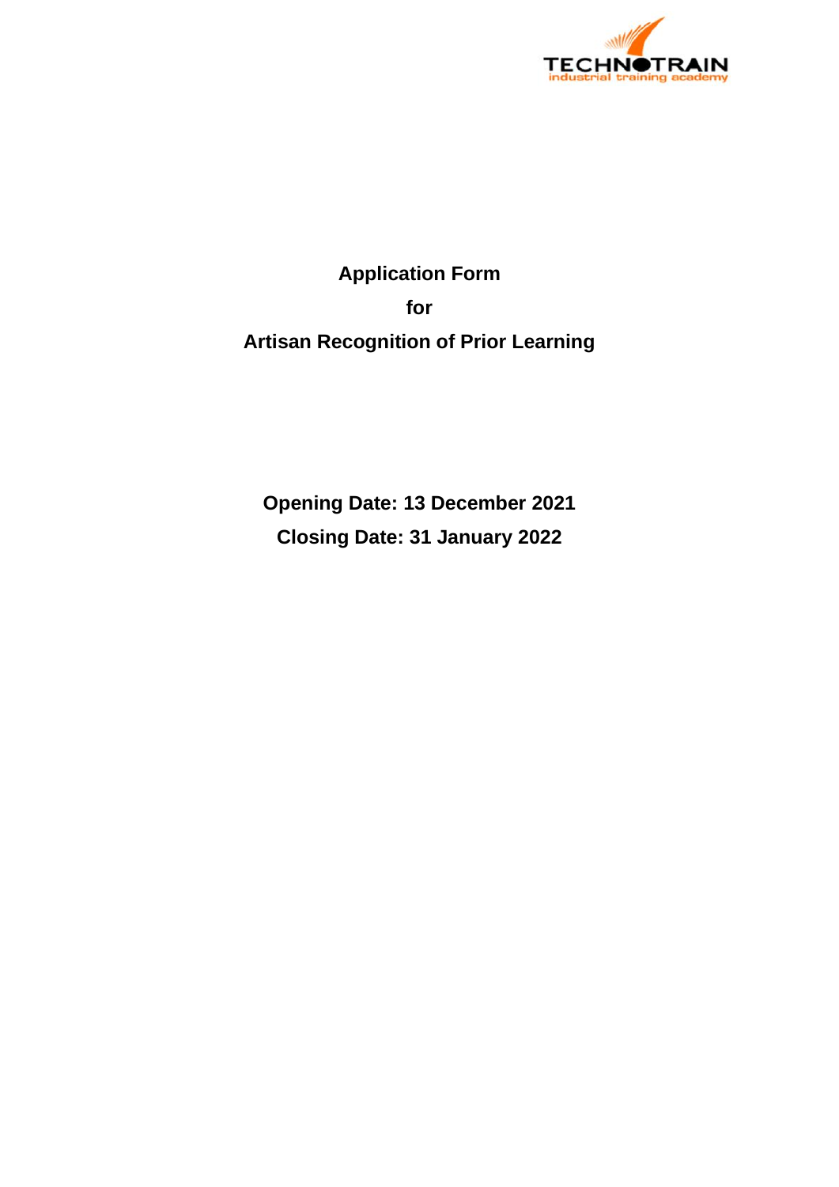TECHNOTRAIN
industrial training academy

# Application Form

# for

# Artisan Recognition of Prior Learning

**Opening Date: 13 December 2021**

**Closing Date: 31 January 2022**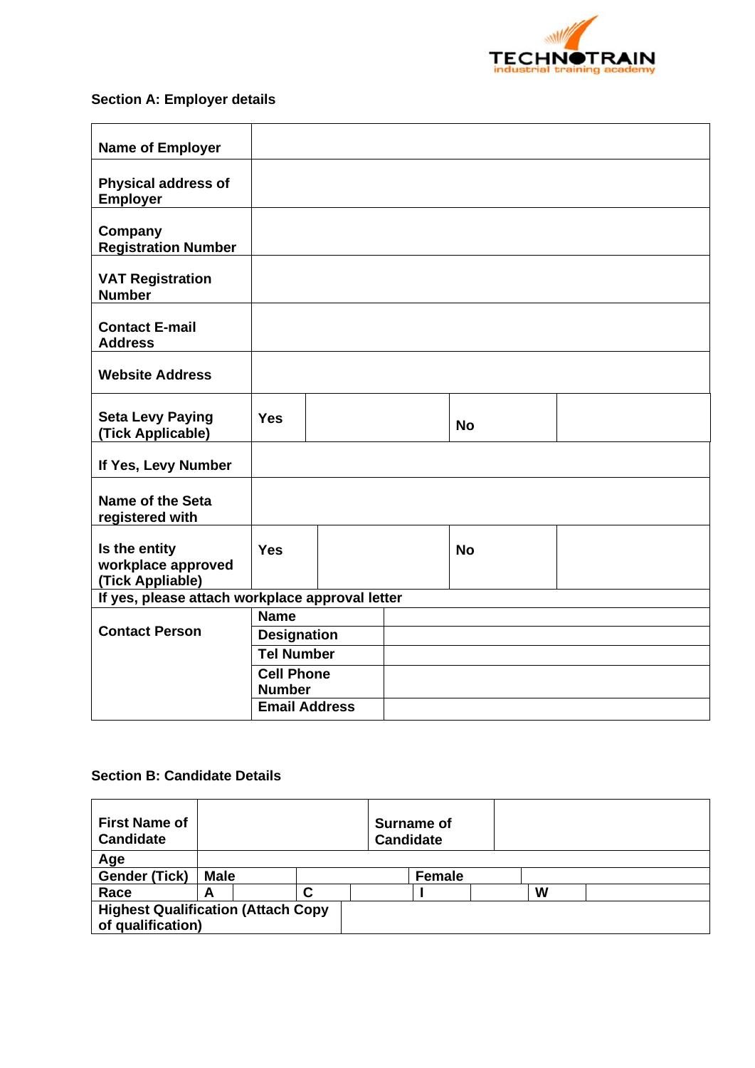### Section A: Employer details

| | | | | |
|---|---|---|---|---|
| **Name of Employer** | | | | |
| **Physical address of Employer** | | | | |
| **Company Registration Number** | | | | |
| **VAT Registration Number** | | | | |
| **Contact E-mail Address** | | | | |
| **Website Address** | | | | |
| **Seta Levy Paying (Tick Applicable)** | **Yes** | | **No** | |
| **If Yes, Levy Number** | | | | |
| **Name of the Seta registered with** | | | | |
| **Is the entity workplace approved (Tick Appliable)** | **Yes** | | **No** | |
| **If yes, please attach workplace approval letter** | | | | |
| **Contact Person** | **Name** | | | |
| | **Designation** | | | |
| | **Tel Number** | | | |
| | **Cell Phone Number** | | | |
| | **Email Address** | | | |

### Section B: Candidate Details

| | | | | | | | |
|---|---|---|---|---|---|---|---|
| **First Name of Candidate** | | | | **Surname of Candidate** | | | |
| **Age** | | | | | | | |
| **Gender (Tick)** | **Male** | | | **Female** | | | |
| **Race** | **A** | | **C** | | **I** | | **W** |
| **Highest Qualification (Attach Copy of qualification)** | | | | | | | |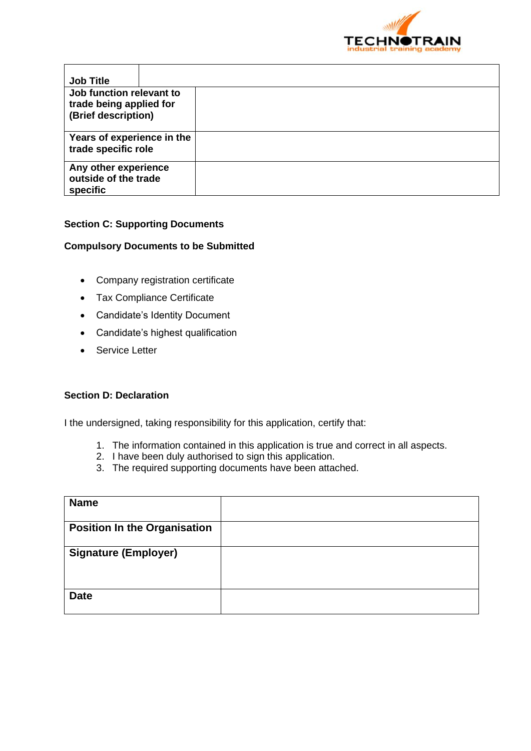| | |
|---|---|
| **Job Title** | |
| **Job function relevant to trade being applied for (Brief description)** | |
| **Years of experience in the trade specific role** | |
| **Any other experience outside of the trade specific** | |

**Section C: Supporting Documents**

**Compulsory Documents to be Submitted**

- Company registration certificate
- Tax Compliance Certificate
- Candidate's Identity Document
- Candidate's highest qualification
- Service Letter

**Section D: Declaration**

I the undersigned, taking responsibility for this application, certify that:

1. The information contained in this application is true and correct in all aspects.
2. I have been duly authorised to sign this application.
3. The required supporting documents have been attached.

| | |
|---|---|
| **Name** | |
| **Position In the Organisation** | |
| **Signature (Employer)** | |
| **Date** | |